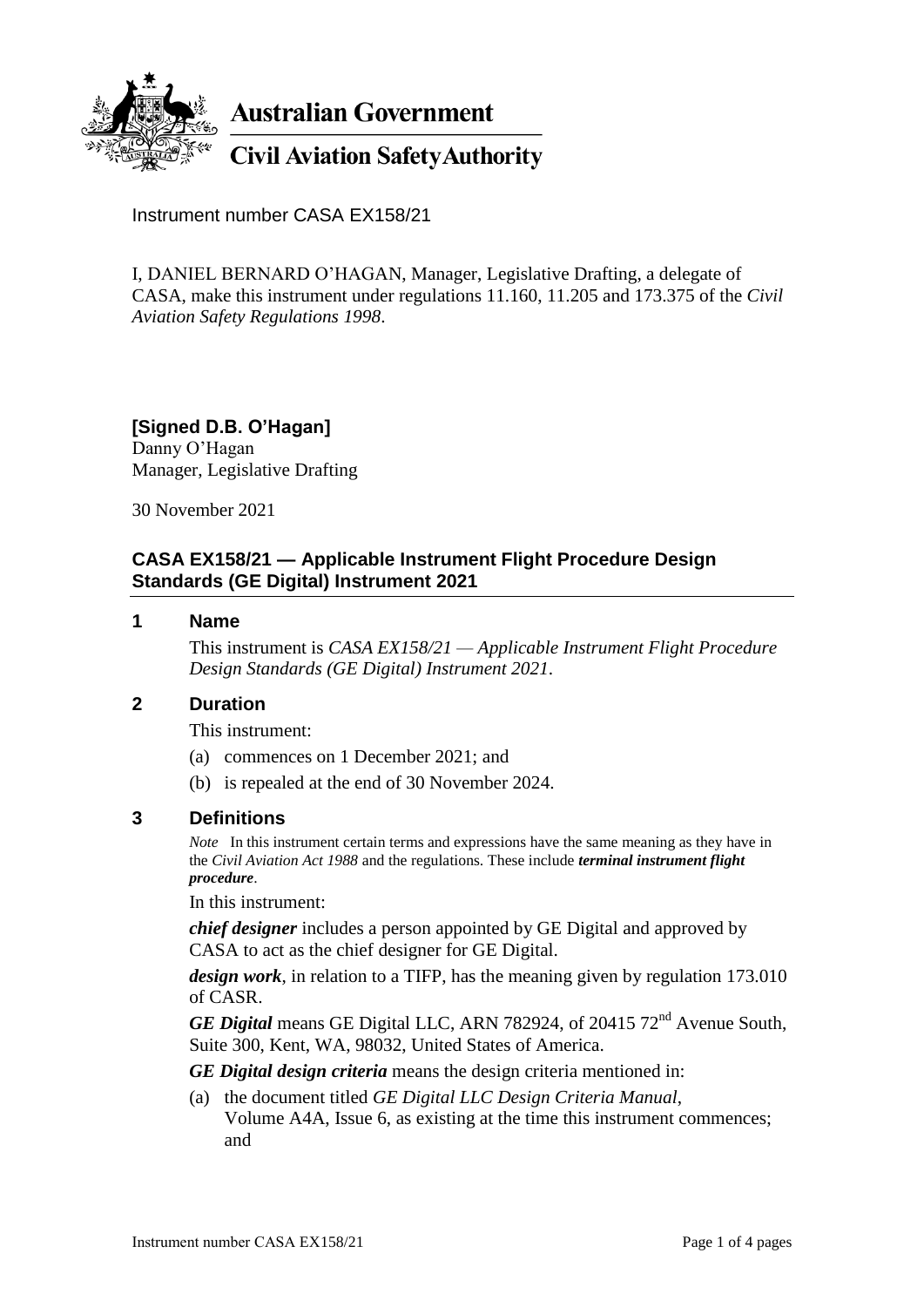**Australian Government**

**Civil Aviation Safety Authority**

Instrument number CASA EX158/21

I, DANIEL BERNARD O'HAGAN, Manager, Legislative Drafting, a delegate of CASA, make this instrument under regulations 11.160, 11.205 and 173.375 of the *Civil Aviation Safety Regulations 1998*.

**[Signed D.B. O'Hagan]**
Danny O'Hagan
Manager, Legislative Drafting

30 November 2021

## CASA EX158/21 — Applicable Instrument Flight Procedure Design Standards (GE Digital) Instrument 2021

### 1 Name

This instrument is *CASA EX158/21 — Applicable Instrument Flight Procedure Design Standards (GE Digital) Instrument 2021*.

### 2 Duration

This instrument:

(a) commences on 1 December 2021; and

(b) is repealed at the end of 30 November 2024.

### 3 Definitions

*Note* In this instrument certain terms and expressions have the same meaning as they have in the *Civil Aviation Act 1988* and the regulations. These include ***terminal instrument flight procedure***.

In this instrument:

***chief designer*** includes a person appointed by GE Digital and approved by CASA to act as the chief designer for GE Digital.

***design work***, in relation to a TIFP, has the meaning given by regulation 173.010 of CASR.

***GE Digital*** means GE Digital LLC, ARN 782924, of 20415 72nd Avenue South, Suite 300, Kent, WA, 98032, United States of America.

***GE Digital design criteria*** means the design criteria mentioned in:

(a) the document titled *GE Digital LLC Design Criteria Manual*, Volume A4A, Issue 6, as existing at the time this instrument commences; and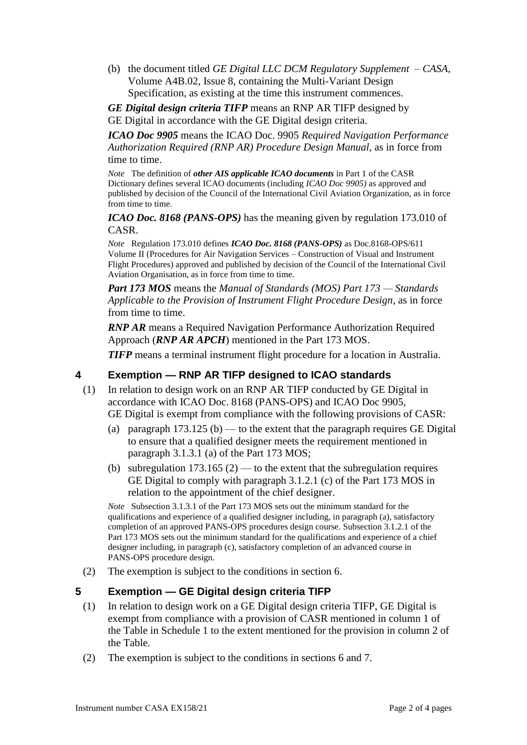(b) the document titled *GE Digital LLC DCM Regulatory Supplement – CASA*, Volume A4B.02, Issue 8, containing the Multi-Variant Design Specification, as existing at the time this instrument commences.

***GE Digital design criteria TIFP*** means an RNP AR TIFP designed by GE Digital in accordance with the GE Digital design criteria.

***ICAO Doc 9905*** means the ICAO Doc. 9905 *Required Navigation Performance Authorization Required (RNP AR) Procedure Design Manual*, as in force from time to time.

*Note* The definition of ***other AIS applicable ICAO documents*** in Part 1 of the CASR Dictionary defines several ICAO documents (including *ICAO Doc 9905)* as approved and published by decision of the Council of the International Civil Aviation Organization, as in force from time to time.

***ICAO Doc. 8168 (PANS-OPS)*** has the meaning given by regulation 173.010 of CASR.

*Note* Regulation 173.010 defines ***ICAO Doc. 8168 (PANS-OPS)*** as Doc.8168-OPS/611 Volume II (Procedures for Air Navigation Services – Construction of Visual and Instrument Flight Procedures) approved and published by decision of the Council of the International Civil Aviation Organisation, as in force from time to time.

***Part 173 MOS*** means the *Manual of Standards (MOS) Part 173 — Standards Applicable to the Provision of Instrument Flight Procedure Design*, as in force from time to time.

***RNP AR*** means a Required Navigation Performance Authorization Required Approach (***RNP AR APCH***) mentioned in the Part 173 MOS.

***TIFP*** means a terminal instrument flight procedure for a location in Australia.

## 4 Exemption — RNP AR TIFP designed to ICAO standards

(1) In relation to design work on an RNP AR TIFP conducted by GE Digital in accordance with ICAO Doc. 8168 (PANS-OPS) and ICAO Doc 9905, GE Digital is exempt from compliance with the following provisions of CASR:

(a) paragraph 173.125 (b) — to the extent that the paragraph requires GE Digital to ensure that a qualified designer meets the requirement mentioned in paragraph 3.1.3.1 (a) of the Part 173 MOS;

(b) subregulation 173.165 (2) — to the extent that the subregulation requires GE Digital to comply with paragraph 3.1.2.1 (c) of the Part 173 MOS in relation to the appointment of the chief designer.

*Note* Subsection 3.1.3.1 of the Part 173 MOS sets out the minimum standard for the qualifications and experience of a qualified designer including, in paragraph (a), satisfactory completion of an approved PANS-OPS procedures design course. Subsection 3.1.2.1 of the Part 173 MOS sets out the minimum standard for the qualifications and experience of a chief designer including, in paragraph (c), satisfactory completion of an advanced course in PANS-OPS procedure design.

(2) The exemption is subject to the conditions in section 6.

## 5 Exemption — GE Digital design criteria TIFP

(1) In relation to design work on a GE Digital design criteria TIFP, GE Digital is exempt from compliance with a provision of CASR mentioned in column 1 of the Table in Schedule 1 to the extent mentioned for the provision in column 2 of the Table.

(2) The exemption is subject to the conditions in sections 6 and 7.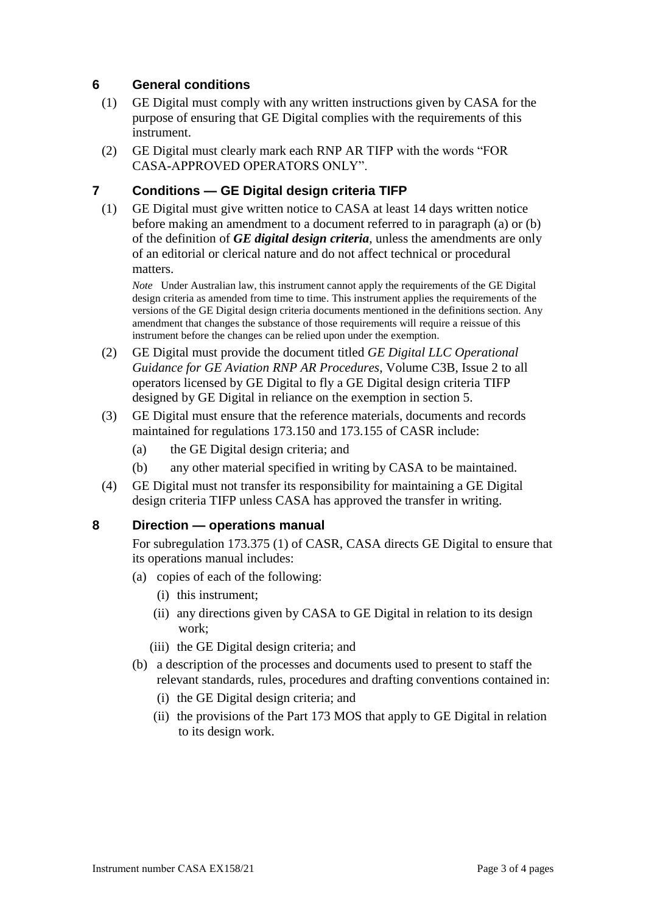## 6 General conditions

(1) GE Digital must comply with any written instructions given by CASA for the purpose of ensuring that GE Digital complies with the requirements of this instrument.

(2) GE Digital must clearly mark each RNP AR TIFP with the words "FOR CASA-APPROVED OPERATORS ONLY".

## 7 Conditions — GE Digital design criteria TIFP

(1) GE Digital must give written notice to CASA at least 14 days written notice before making an amendment to a document referred to in paragraph (a) or (b) of the definition of ***GE digital design criteria***, unless the amendments are only of an editorial or clerical nature and do not affect technical or procedural matters.

*Note* Under Australian law, this instrument cannot apply the requirements of the GE Digital design criteria as amended from time to time. This instrument applies the requirements of the versions of the GE Digital design criteria documents mentioned in the definitions section. Any amendment that changes the substance of those requirements will require a reissue of this instrument before the changes can be relied upon under the exemption.

(2) GE Digital must provide the document titled *GE Digital LLC Operational Guidance for GE Aviation RNP AR Procedures*, Volume C3B, Issue 2 to all operators licensed by GE Digital to fly a GE Digital design criteria TIFP designed by GE Digital in reliance on the exemption in section 5.

(3) GE Digital must ensure that the reference materials, documents and records maintained for regulations 173.150 and 173.155 of CASR include:

(a) the GE Digital design criteria; and

(b) any other material specified in writing by CASA to be maintained.

(4) GE Digital must not transfer its responsibility for maintaining a GE Digital design criteria TIFP unless CASA has approved the transfer in writing.

## 8 Direction — operations manual

For subregulation 173.375 (1) of CASR, CASA directs GE Digital to ensure that its operations manual includes:

(a) copies of each of the following:

(i) this instrument;

(ii) any directions given by CASA to GE Digital in relation to its design work;

(iii) the GE Digital design criteria; and

(b) a description of the processes and documents used to present to staff the relevant standards, rules, procedures and drafting conventions contained in:

(i) the GE Digital design criteria; and

(ii) the provisions of the Part 173 MOS that apply to GE Digital in relation to its design work.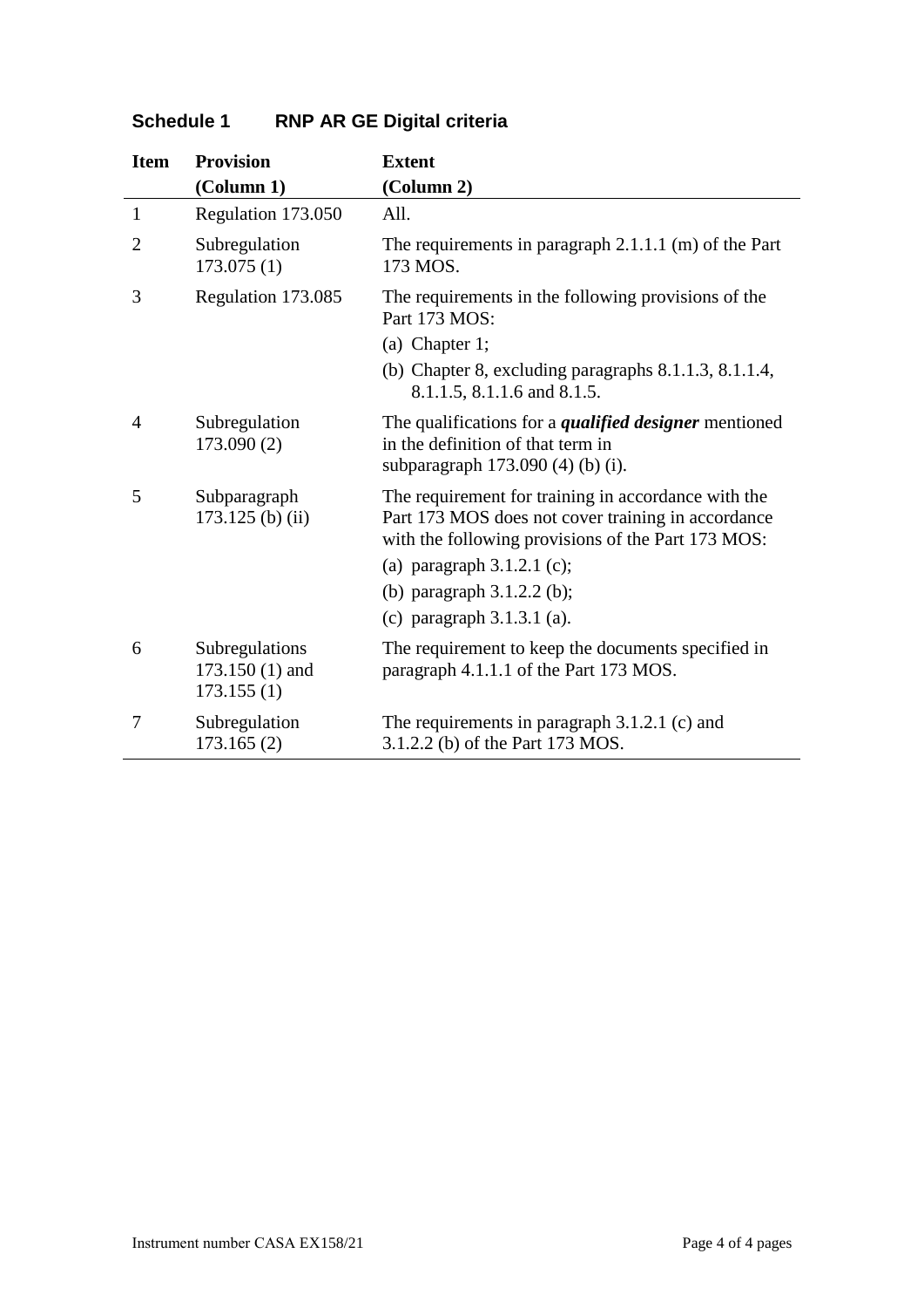## Schedule 1 RNP AR GE Digital criteria

| Item | Provision (Column 1) | Extent (Column 2) |
|---|---|---|
| 1 | Regulation 173.050 | All. |
| 2 | Subregulation 173.075 (1) | The requirements in paragraph 2.1.1.1 (m) of the Part 173 MOS. |
| 3 | Regulation 173.085 | The requirements in the following provisions of the Part 173 MOS:<br>(a) Chapter 1;<br>(b) Chapter 8, excluding paragraphs 8.1.1.3, 8.1.1.4, 8.1.1.5, 8.1.1.6 and 8.1.5. |
| 4 | Subregulation 173.090 (2) | The qualifications for a ***qualified designer*** mentioned in the definition of that term in subparagraph 173.090 (4) (b) (i). |
| 5 | Subparagraph 173.125 (b) (ii) | The requirement for training in accordance with the Part 173 MOS does not cover training in accordance with the following provisions of the Part 173 MOS:<br>(a) paragraph 3.1.2.1 (c);<br>(b) paragraph 3.1.2.2 (b);<br>(c) paragraph 3.1.3.1 (a). |
| 6 | Subregulations 173.150 (1) and 173.155 (1) | The requirement to keep the documents specified in paragraph 4.1.1.1 of the Part 173 MOS. |
| 7 | Subregulation 173.165 (2) | The requirements in paragraph 3.1.2.1 (c) and 3.1.2.2 (b) of the Part 173 MOS. |

Instrument number CASA EX158/21